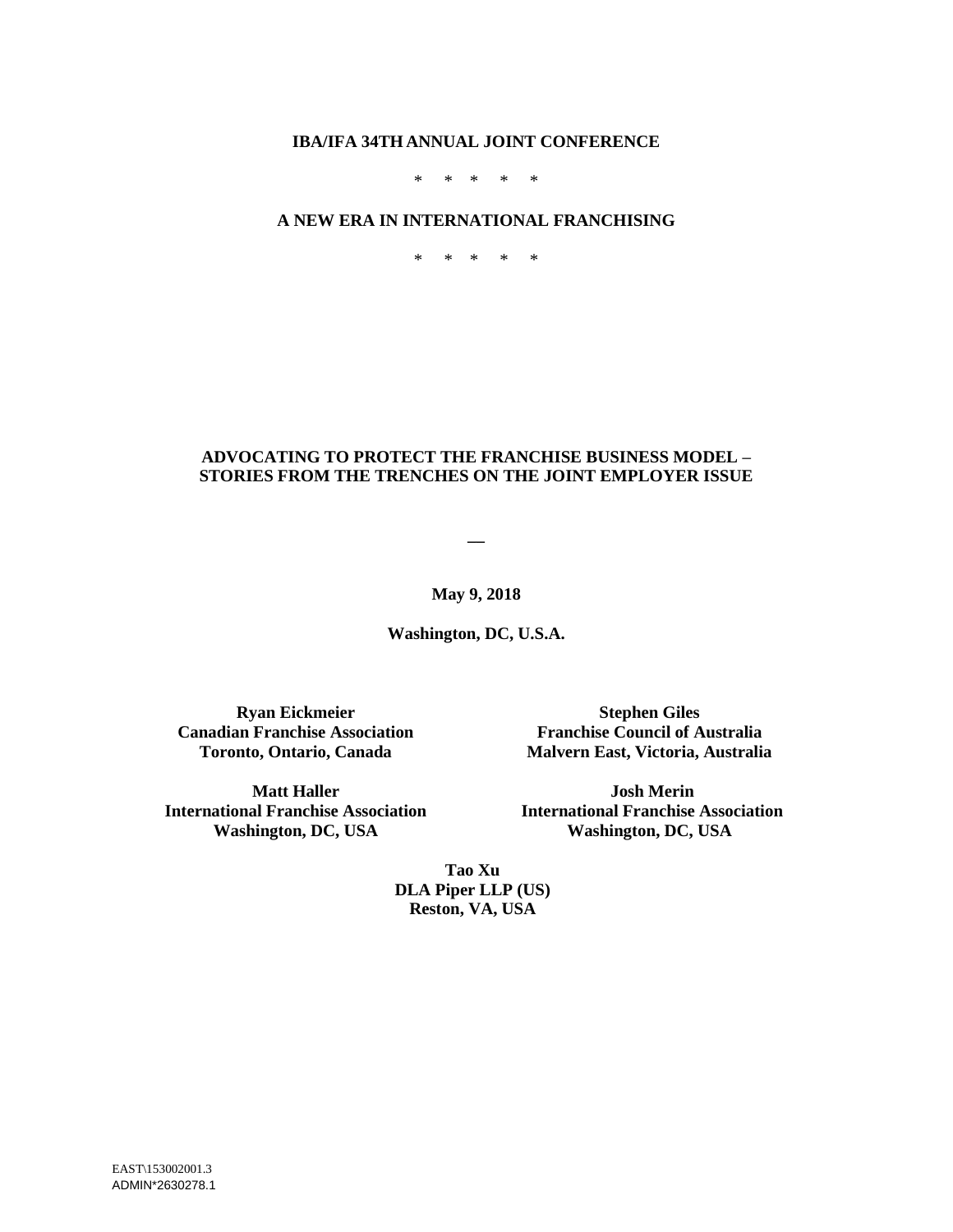**IBA/IFA 34TH ANNUAL JOINT CONFERENCE**

\*   \*   \*   \*   \*

**A NEW ERA IN INTERNATIONAL FRANCHISING**

\*   \*   \*   \*   \*

# ADVOCATING TO PROTECT THE FRANCHISE BUSINESS MODEL – STORIES FROM THE TRENCHES ON THE JOINT EMPLOYER ISSUE

—

**May 9, 2018**

**Washington, DC, U.S.A.**

**Ryan Eickmeier**
**Canadian Franchise Association**
**Toronto, Ontario, Canada**

**Stephen Giles**
**Franchise Council of Australia**
**Malvern East, Victoria, Australia**

**Matt Haller**
**International Franchise Association**
**Washington, DC, USA**

**Josh Merin**
**International Franchise Association**
**Washington, DC, USA**

**Tao Xu**
**DLA Piper LLP (US)**
**Reston, VA, USA**

EAST\153002001.3
ADMIN*2630278.1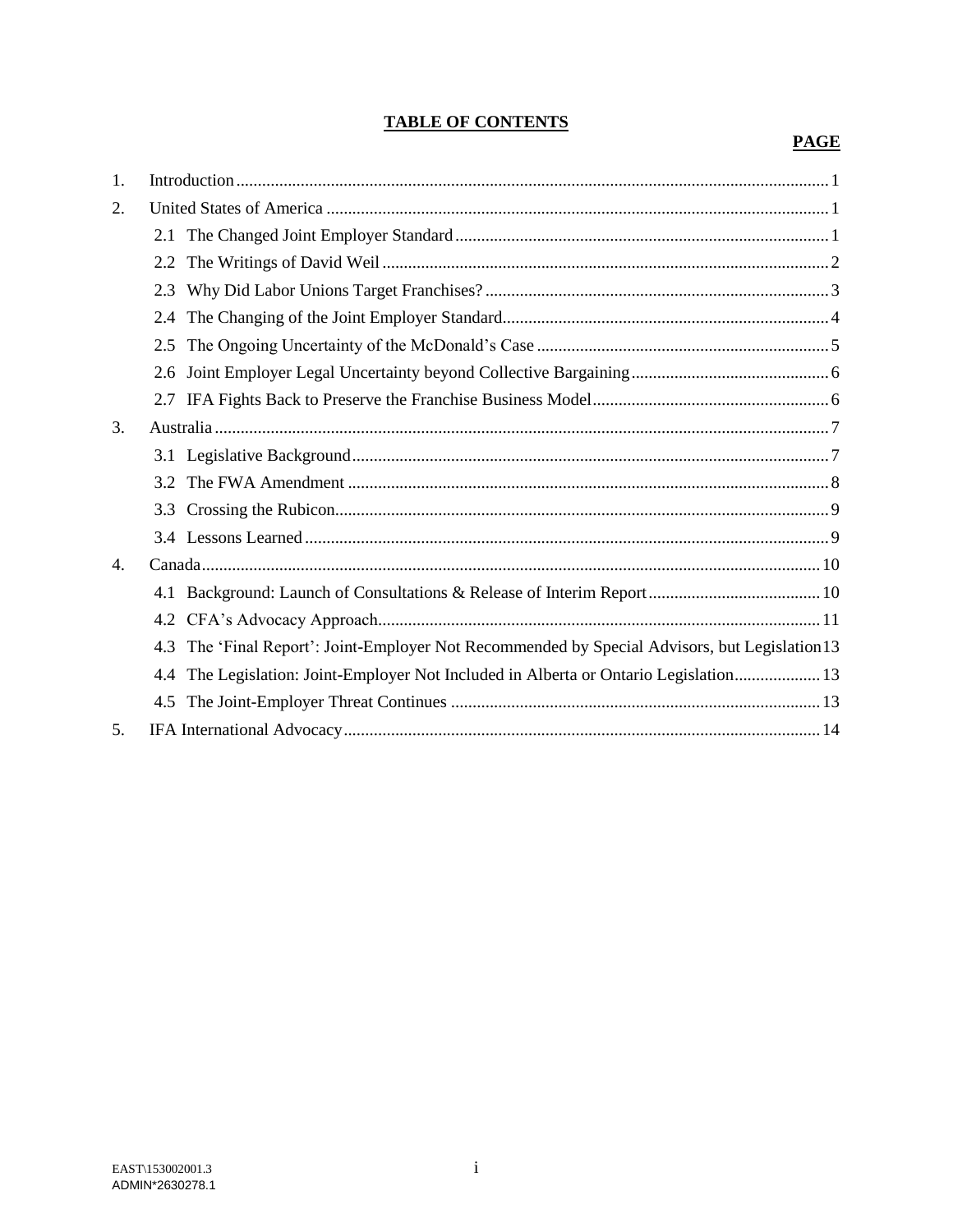## TABLE OF CONTENTS

| | | PAGE |
|---|---|---|
| 1. | Introduction | 1 |
| 2. | United States of America | 1 |
| | 2.1 The Changed Joint Employer Standard | 1 |
| | 2.2 The Writings of David Weil | 2 |
| | 2.3 Why Did Labor Unions Target Franchises? | 3 |
| | 2.4 The Changing of the Joint Employer Standard | 4 |
| | 2.5 The Ongoing Uncertainty of the McDonald's Case | 5 |
| | 2.6 Joint Employer Legal Uncertainty beyond Collective Bargaining | 6 |
| | 2.7 IFA Fights Back to Preserve the Franchise Business Model | 6 |
| 3. | Australia | 7 |
| | 3.1 Legislative Background | 7 |
| | 3.2 The FWA Amendment | 8 |
| | 3.3 Crossing the Rubicon | 9 |
| | 3.4 Lessons Learned | 9 |
| 4. | Canada | 10 |
| | 4.1 Background: Launch of Consultations & Release of Interim Report | 10 |
| | 4.2 CFA's Advocacy Approach | 11 |
| | 4.3 The 'Final Report': Joint-Employer Not Recommended by Special Advisors, but Legislation | 13 |
| | 4.4 The Legislation: Joint-Employer Not Included in Alberta or Ontario Legislation | 13 |
| | 4.5 The Joint-Employer Threat Continues | 13 |
| 5. | IFA International Advocacy | 14 |

EAST\153002001.3
ADMIN*2630278.1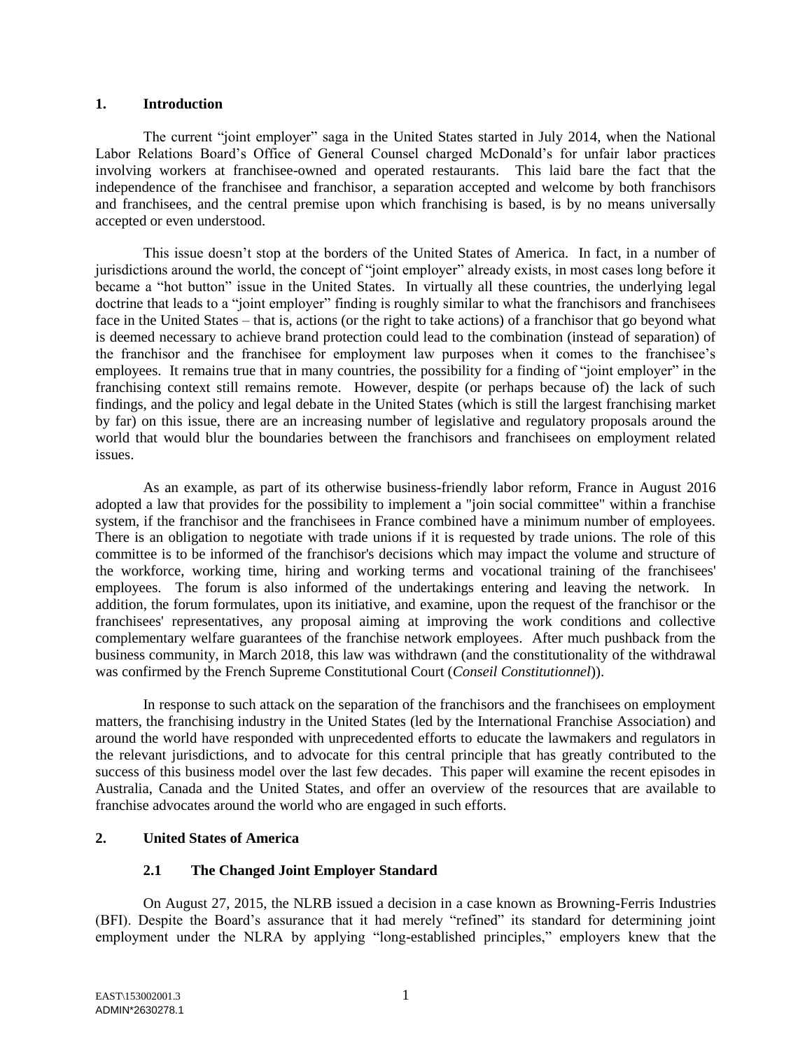## 1. Introduction

The current "joint employer" saga in the United States started in July 2014, when the National Labor Relations Board's Office of General Counsel charged McDonald's for unfair labor practices involving workers at franchisee-owned and operated restaurants. This laid bare the fact that the independence of the franchisee and franchisor, a separation accepted and welcome by both franchisors and franchisees, and the central premise upon which franchising is based, is by no means universally accepted or even understood.

This issue doesn't stop at the borders of the United States of America. In fact, in a number of jurisdictions around the world, the concept of "joint employer" already exists, in most cases long before it became a "hot button" issue in the United States. In virtually all these countries, the underlying legal doctrine that leads to a "joint employer" finding is roughly similar to what the franchisors and franchisees face in the United States – that is, actions (or the right to take actions) of a franchisor that go beyond what is deemed necessary to achieve brand protection could lead to the combination (instead of separation) of the franchisor and the franchisee for employment law purposes when it comes to the franchisee's employees. It remains true that in many countries, the possibility for a finding of "joint employer" in the franchising context still remains remote. However, despite (or perhaps because of) the lack of such findings, and the policy and legal debate in the United States (which is still the largest franchising market by far) on this issue, there are an increasing number of legislative and regulatory proposals around the world that would blur the boundaries between the franchisors and franchisees on employment related issues.

As an example, as part of its otherwise business-friendly labor reform, France in August 2016 adopted a law that provides for the possibility to implement a "join social committee" within a franchise system, if the franchisor and the franchisees in France combined have a minimum number of employees. There is an obligation to negotiate with trade unions if it is requested by trade unions. The role of this committee is to be informed of the franchisor's decisions which may impact the volume and structure of the workforce, working time, hiring and working terms and vocational training of the franchisees' employees. The forum is also informed of the undertakings entering and leaving the network. In addition, the forum formulates, upon its initiative, and examine, upon the request of the franchisor or the franchisees' representatives, any proposal aiming at improving the work conditions and collective complementary welfare guarantees of the franchise network employees. After much pushback from the business community, in March 2018, this law was withdrawn (and the constitutionality of the withdrawal was confirmed by the French Supreme Constitutional Court (*Conseil Constitutionnel*)).

In response to such attack on the separation of the franchisors and the franchisees on employment matters, the franchising industry in the United States (led by the International Franchise Association) and around the world have responded with unprecedented efforts to educate the lawmakers and regulators in the relevant jurisdictions, and to advocate for this central principle that has greatly contributed to the success of this business model over the last few decades. This paper will examine the recent episodes in Australia, Canada and the United States, and offer an overview of the resources that are available to franchise advocates around the world who are engaged in such efforts.

## 2. United States of America

### 2.1 The Changed Joint Employer Standard

On August 27, 2015, the NLRB issued a decision in a case known as Browning-Ferris Industries (BFI). Despite the Board's assurance that it had merely "refined" its standard for determining joint employment under the NLRA by applying "long-established principles," employers knew that the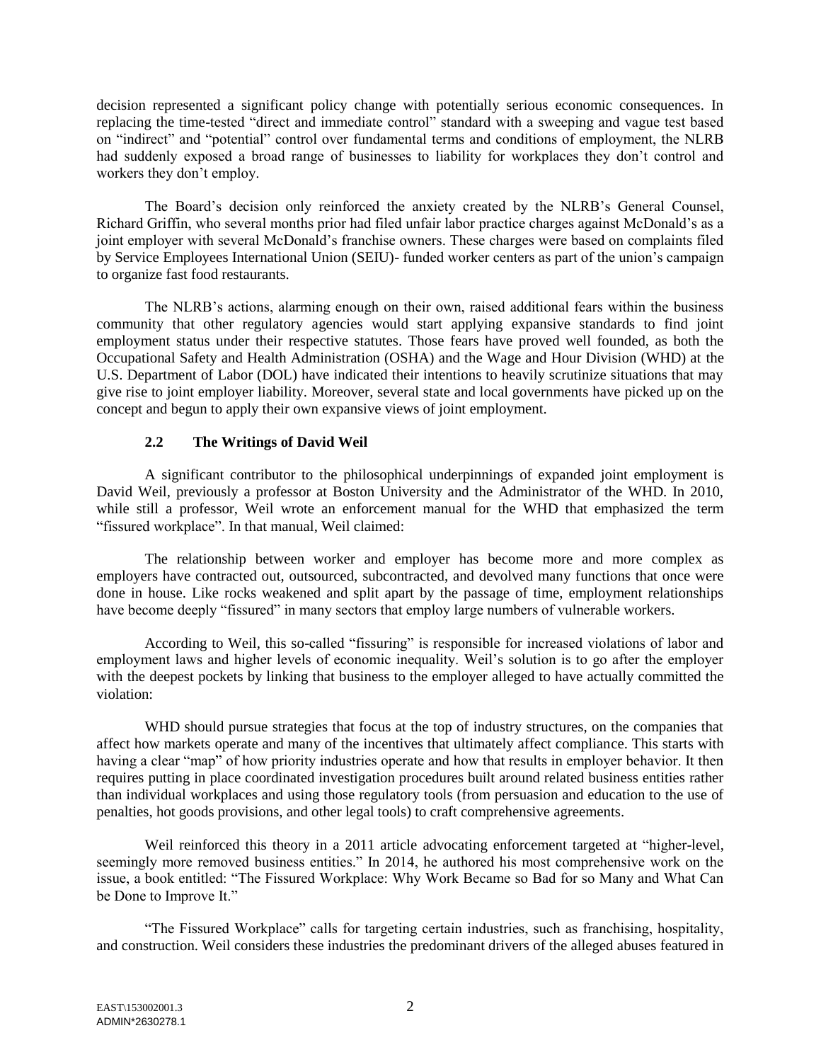decision represented a significant policy change with potentially serious economic consequences. In replacing the time-tested "direct and immediate control" standard with a sweeping and vague test based on "indirect" and "potential" control over fundamental terms and conditions of employment, the NLRB had suddenly exposed a broad range of businesses to liability for workplaces they don't control and workers they don't employ.

The Board's decision only reinforced the anxiety created by the NLRB's General Counsel, Richard Griffin, who several months prior had filed unfair labor practice charges against McDonald's as a joint employer with several McDonald's franchise owners. These charges were based on complaints filed by Service Employees International Union (SEIU)- funded worker centers as part of the union's campaign to organize fast food restaurants.

The NLRB's actions, alarming enough on their own, raised additional fears within the business community that other regulatory agencies would start applying expansive standards to find joint employment status under their respective statutes. Those fears have proved well founded, as both the Occupational Safety and Health Administration (OSHA) and the Wage and Hour Division (WHD) at the U.S. Department of Labor (DOL) have indicated their intentions to heavily scrutinize situations that may give rise to joint employer liability. Moreover, several state and local governments have picked up on the concept and begun to apply their own expansive views of joint employment.

### 2.2 The Writings of David Weil

A significant contributor to the philosophical underpinnings of expanded joint employment is David Weil, previously a professor at Boston University and the Administrator of the WHD. In 2010, while still a professor, Weil wrote an enforcement manual for the WHD that emphasized the term "fissured workplace". In that manual, Weil claimed:

> The relationship between worker and employer has become more and more complex as employers have contracted out, outsourced, subcontracted, and devolved many functions that once were done in house. Like rocks weakened and split apart by the passage of time, employment relationships have become deeply "fissured" in many sectors that employ large numbers of vulnerable workers.

According to Weil, this so-called "fissuring" is responsible for increased violations of labor and employment laws and higher levels of economic inequality. Weil's solution is to go after the employer with the deepest pockets by linking that business to the employer alleged to have actually committed the violation:

> WHD should pursue strategies that focus at the top of industry structures, on the companies that affect how markets operate and many of the incentives that ultimately affect compliance. This starts with having a clear "map" of how priority industries operate and how that results in employer behavior. It then requires putting in place coordinated investigation procedures built around related business entities rather than individual workplaces and using those regulatory tools (from persuasion and education to the use of penalties, hot goods provisions, and other legal tools) to craft comprehensive agreements.

Weil reinforced this theory in a 2011 article advocating enforcement targeted at "higher-level, seemingly more removed business entities." In 2014, he authored his most comprehensive work on the issue, a book entitled: "The Fissured Workplace: Why Work Became so Bad for so Many and What Can be Done to Improve It."

"The Fissured Workplace" calls for targeting certain industries, such as franchising, hospitality, and construction. Weil considers these industries the predominant drivers of the alleged abuses featured in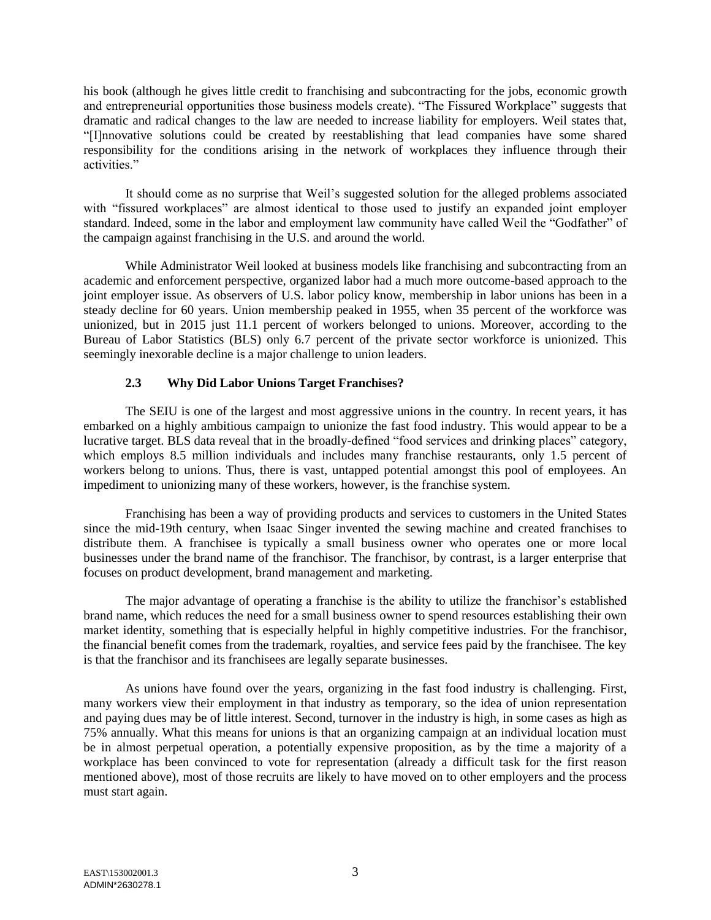his book (although he gives little credit to franchising and subcontracting for the jobs, economic growth and entrepreneurial opportunities those business models create). "The Fissured Workplace" suggests that dramatic and radical changes to the law are needed to increase liability for employers. Weil states that, "[I]nnovative solutions could be created by reestablishing that lead companies have some shared responsibility for the conditions arising in the network of workplaces they influence through their activities."

It should come as no surprise that Weil's suggested solution for the alleged problems associated with "fissured workplaces" are almost identical to those used to justify an expanded joint employer standard. Indeed, some in the labor and employment law community have called Weil the "Godfather" of the campaign against franchising in the U.S. and around the world.

While Administrator Weil looked at business models like franchising and subcontracting from an academic and enforcement perspective, organized labor had a much more outcome-based approach to the joint employer issue. As observers of U.S. labor policy know, membership in labor unions has been in a steady decline for 60 years. Union membership peaked in 1955, when 35 percent of the workforce was unionized, but in 2015 just 11.1 percent of workers belonged to unions. Moreover, according to the Bureau of Labor Statistics (BLS) only 6.7 percent of the private sector workforce is unionized. This seemingly inexorable decline is a major challenge to union leaders.

### 2.3 Why Did Labor Unions Target Franchises?

The SEIU is one of the largest and most aggressive unions in the country. In recent years, it has embarked on a highly ambitious campaign to unionize the fast food industry. This would appear to be a lucrative target. BLS data reveal that in the broadly-defined "food services and drinking places" category, which employs 8.5 million individuals and includes many franchise restaurants, only 1.5 percent of workers belong to unions. Thus, there is vast, untapped potential amongst this pool of employees. An impediment to unionizing many of these workers, however, is the franchise system.

Franchising has been a way of providing products and services to customers in the United States since the mid-19th century, when Isaac Singer invented the sewing machine and created franchises to distribute them. A franchisee is typically a small business owner who operates one or more local businesses under the brand name of the franchisor. The franchisor, by contrast, is a larger enterprise that focuses on product development, brand management and marketing.

The major advantage of operating a franchise is the ability to utilize the franchisor's established brand name, which reduces the need for a small business owner to spend resources establishing their own market identity, something that is especially helpful in highly competitive industries. For the franchisor, the financial benefit comes from the trademark, royalties, and service fees paid by the franchisee. The key is that the franchisor and its franchisees are legally separate businesses.

As unions have found over the years, organizing in the fast food industry is challenging. First, many workers view their employment in that industry as temporary, so the idea of union representation and paying dues may be of little interest. Second, turnover in the industry is high, in some cases as high as 75% annually. What this means for unions is that an organizing campaign at an individual location must be in almost perpetual operation, a potentially expensive proposition, as by the time a majority of a workplace has been convinced to vote for representation (already a difficult task for the first reason mentioned above), most of those recruits are likely to have moved on to other employers and the process must start again.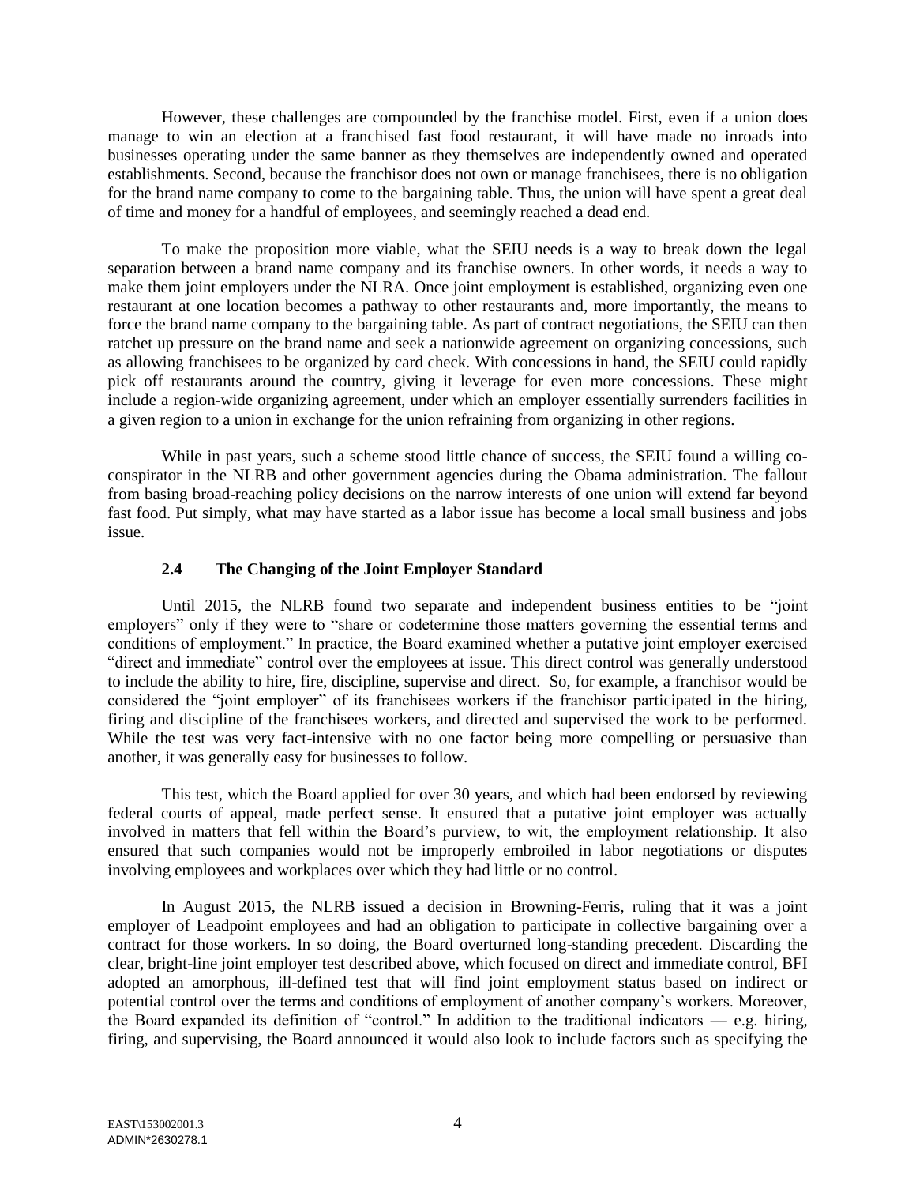However, these challenges are compounded by the franchise model. First, even if a union does manage to win an election at a franchised fast food restaurant, it will have made no inroads into businesses operating under the same banner as they themselves are independently owned and operated establishments. Second, because the franchisor does not own or manage franchisees, there is no obligation for the brand name company to come to the bargaining table. Thus, the union will have spent a great deal of time and money for a handful of employees, and seemingly reached a dead end.

To make the proposition more viable, what the SEIU needs is a way to break down the legal separation between a brand name company and its franchise owners. In other words, it needs a way to make them joint employers under the NLRA. Once joint employment is established, organizing even one restaurant at one location becomes a pathway to other restaurants and, more importantly, the means to force the brand name company to the bargaining table. As part of contract negotiations, the SEIU can then ratchet up pressure on the brand name and seek a nationwide agreement on organizing concessions, such as allowing franchisees to be organized by card check. With concessions in hand, the SEIU could rapidly pick off restaurants around the country, giving it leverage for even more concessions. These might include a region-wide organizing agreement, under which an employer essentially surrenders facilities in a given region to a union in exchange for the union refraining from organizing in other regions.

While in past years, such a scheme stood little chance of success, the SEIU found a willing co-conspirator in the NLRB and other government agencies during the Obama administration. The fallout from basing broad-reaching policy decisions on the narrow interests of one union will extend far beyond fast food. Put simply, what may have started as a labor issue has become a local small business and jobs issue.

### 2.4 The Changing of the Joint Employer Standard

Until 2015, the NLRB found two separate and independent business entities to be "joint employers" only if they were to "share or codetermine those matters governing the essential terms and conditions of employment." In practice, the Board examined whether a putative joint employer exercised "direct and immediate" control over the employees at issue. This direct control was generally understood to include the ability to hire, fire, discipline, supervise and direct. So, for example, a franchisor would be considered the "joint employer" of its franchisees workers if the franchisor participated in the hiring, firing and discipline of the franchisees workers, and directed and supervised the work to be performed. While the test was very fact-intensive with no one factor being more compelling or persuasive than another, it was generally easy for businesses to follow.

This test, which the Board applied for over 30 years, and which had been endorsed by reviewing federal courts of appeal, made perfect sense. It ensured that a putative joint employer was actually involved in matters that fell within the Board's purview, to wit, the employment relationship. It also ensured that such companies would not be improperly embroiled in labor negotiations or disputes involving employees and workplaces over which they had little or no control.

In August 2015, the NLRB issued a decision in Browning-Ferris, ruling that it was a joint employer of Leadpoint employees and had an obligation to participate in collective bargaining over a contract for those workers. In so doing, the Board overturned long-standing precedent. Discarding the clear, bright-line joint employer test described above, which focused on direct and immediate control, BFI adopted an amorphous, ill-defined test that will find joint employment status based on indirect or potential control over the terms and conditions of employment of another company's workers. Moreover, the Board expanded its definition of "control." In addition to the traditional indicators — e.g. hiring, firing, and supervising, the Board announced it would also look to include factors such as specifying the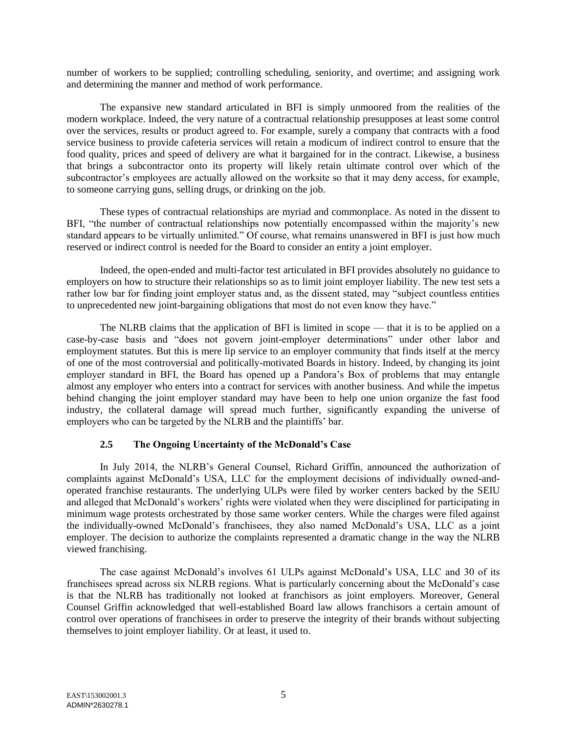number of workers to be supplied; controlling scheduling, seniority, and overtime; and assigning work and determining the manner and method of work performance.

The expansive new standard articulated in BFI is simply unmoored from the realities of the modern workplace. Indeed, the very nature of a contractual relationship presupposes at least some control over the services, results or product agreed to. For example, surely a company that contracts with a food service business to provide cafeteria services will retain a modicum of indirect control to ensure that the food quality, prices and speed of delivery are what it bargained for in the contract. Likewise, a business that brings a subcontractor onto its property will likely retain ultimate control over which of the subcontractor's employees are actually allowed on the worksite so that it may deny access, for example, to someone carrying guns, selling drugs, or drinking on the job.

These types of contractual relationships are myriad and commonplace. As noted in the dissent to BFI, "the number of contractual relationships now potentially encompassed within the majority's new standard appears to be virtually unlimited." Of course, what remains unanswered in BFI is just how much reserved or indirect control is needed for the Board to consider an entity a joint employer.

Indeed, the open-ended and multi-factor test articulated in BFI provides absolutely no guidance to employers on how to structure their relationships so as to limit joint employer liability. The new test sets a rather low bar for finding joint employer status and, as the dissent stated, may "subject countless entities to unprecedented new joint-bargaining obligations that most do not even know they have."

The NLRB claims that the application of BFI is limited in scope — that it is to be applied on a case-by-case basis and "does not govern joint-employer determinations" under other labor and employment statutes. But this is mere lip service to an employer community that finds itself at the mercy of one of the most controversial and politically-motivated Boards in history. Indeed, by changing its joint employer standard in BFI, the Board has opened up a Pandora's Box of problems that may entangle almost any employer who enters into a contract for services with another business. And while the impetus behind changing the joint employer standard may have been to help one union organize the fast food industry, the collateral damage will spread much further, significantly expanding the universe of employers who can be targeted by the NLRB and the plaintiffs' bar.

### 2.5 The Ongoing Uncertainty of the McDonald's Case

In July 2014, the NLRB's General Counsel, Richard Griffin, announced the authorization of complaints against McDonald's USA, LLC for the employment decisions of individually owned-and-operated franchise restaurants. The underlying ULPs were filed by worker centers backed by the SEIU and alleged that McDonald's workers' rights were violated when they were disciplined for participating in minimum wage protests orchestrated by those same worker centers. While the charges were filed against the individually-owned McDonald's franchisees, they also named McDonald's USA, LLC as a joint employer. The decision to authorize the complaints represented a dramatic change in the way the NLRB viewed franchising.

The case against McDonald's involves 61 ULPs against McDonald's USA, LLC and 30 of its franchisees spread across six NLRB regions. What is particularly concerning about the McDonald's case is that the NLRB has traditionally not looked at franchisors as joint employers. Moreover, General Counsel Griffin acknowledged that well-established Board law allows franchisors a certain amount of control over operations of franchisees in order to preserve the integrity of their brands without subjecting themselves to joint employer liability. Or at least, it used to.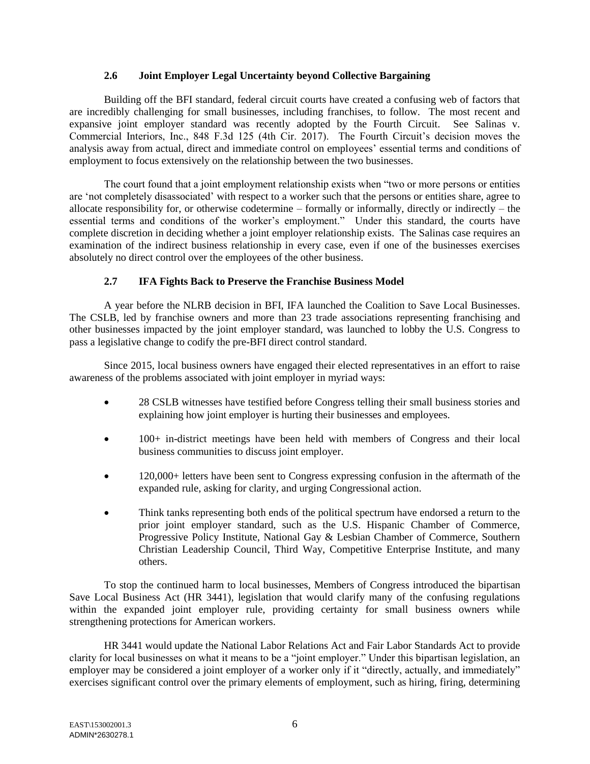### 2.6 Joint Employer Legal Uncertainty beyond Collective Bargaining

Building off the BFI standard, federal circuit courts have created a confusing web of factors that are incredibly challenging for small businesses, including franchises, to follow. The most recent and expansive joint employer standard was recently adopted by the Fourth Circuit. See Salinas v. Commercial Interiors, Inc., 848 F.3d 125 (4th Cir. 2017). The Fourth Circuit's decision moves the analysis away from actual, direct and immediate control on employees' essential terms and conditions of employment to focus extensively on the relationship between the two businesses.

The court found that a joint employment relationship exists when "two or more persons or entities are 'not completely disassociated' with respect to a worker such that the persons or entities share, agree to allocate responsibility for, or otherwise codetermine – formally or informally, directly or indirectly – the essential terms and conditions of the worker's employment." Under this standard, the courts have complete discretion in deciding whether a joint employer relationship exists. The Salinas case requires an examination of the indirect business relationship in every case, even if one of the businesses exercises absolutely no direct control over the employees of the other business.

### 2.7 IFA Fights Back to Preserve the Franchise Business Model

A year before the NLRB decision in BFI, IFA launched the Coalition to Save Local Businesses. The CSLB, led by franchise owners and more than 23 trade associations representing franchising and other businesses impacted by the joint employer standard, was launched to lobby the U.S. Congress to pass a legislative change to codify the pre-BFI direct control standard.

Since 2015, local business owners have engaged their elected representatives in an effort to raise awareness of the problems associated with joint employer in myriad ways:

- 28 CSLB witnesses have testified before Congress telling their small business stories and explaining how joint employer is hurting their businesses and employees.
- 100+ in-district meetings have been held with members of Congress and their local business communities to discuss joint employer.
- 120,000+ letters have been sent to Congress expressing confusion in the aftermath of the expanded rule, asking for clarity, and urging Congressional action.
- Think tanks representing both ends of the political spectrum have endorsed a return to the prior joint employer standard, such as the U.S. Hispanic Chamber of Commerce, Progressive Policy Institute, National Gay & Lesbian Chamber of Commerce, Southern Christian Leadership Council, Third Way, Competitive Enterprise Institute, and many others.

To stop the continued harm to local businesses, Members of Congress introduced the bipartisan Save Local Business Act (HR 3441), legislation that would clarify many of the confusing regulations within the expanded joint employer rule, providing certainty for small business owners while strengthening protections for American workers.

HR 3441 would update the National Labor Relations Act and Fair Labor Standards Act to provide clarity for local businesses on what it means to be a "joint employer." Under this bipartisan legislation, an employer may be considered a joint employer of a worker only if it "directly, actually, and immediately" exercises significant control over the primary elements of employment, such as hiring, firing, determining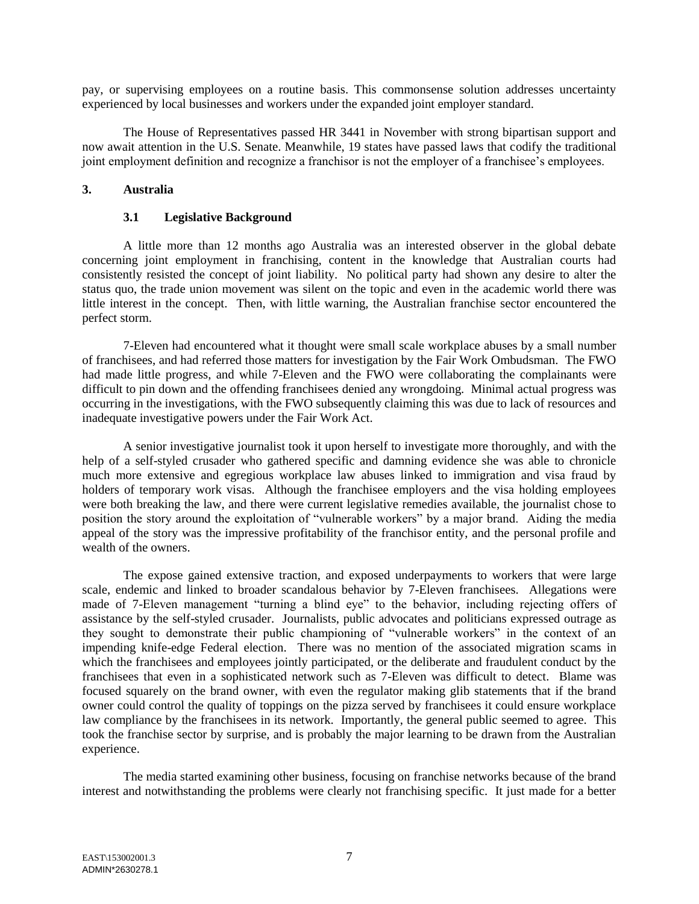pay, or supervising employees on a routine basis. This commonsense solution addresses uncertainty experienced by local businesses and workers under the expanded joint employer standard.

The House of Representatives passed HR 3441 in November with strong bipartisan support and now await attention in the U.S. Senate. Meanwhile, 19 states have passed laws that codify the traditional joint employment definition and recognize a franchisor is not the employer of a franchisee's employees.

## 3. Australia

### 3.1 Legislative Background

A little more than 12 months ago Australia was an interested observer in the global debate concerning joint employment in franchising, content in the knowledge that Australian courts had consistently resisted the concept of joint liability. No political party had shown any desire to alter the status quo, the trade union movement was silent on the topic and even in the academic world there was little interest in the concept. Then, with little warning, the Australian franchise sector encountered the perfect storm.

7-Eleven had encountered what it thought were small scale workplace abuses by a small number of franchisees, and had referred those matters for investigation by the Fair Work Ombudsman. The FWO had made little progress, and while 7-Eleven and the FWO were collaborating the complainants were difficult to pin down and the offending franchisees denied any wrongdoing. Minimal actual progress was occurring in the investigations, with the FWO subsequently claiming this was due to lack of resources and inadequate investigative powers under the Fair Work Act.

A senior investigative journalist took it upon herself to investigate more thoroughly, and with the help of a self-styled crusader who gathered specific and damning evidence she was able to chronicle much more extensive and egregious workplace law abuses linked to immigration and visa fraud by holders of temporary work visas. Although the franchisee employers and the visa holding employees were both breaking the law, and there were current legislative remedies available, the journalist chose to position the story around the exploitation of "vulnerable workers" by a major brand. Aiding the media appeal of the story was the impressive profitability of the franchisor entity, and the personal profile and wealth of the owners.

The expose gained extensive traction, and exposed underpayments to workers that were large scale, endemic and linked to broader scandalous behavior by 7-Eleven franchisees. Allegations were made of 7-Eleven management "turning a blind eye" to the behavior, including rejecting offers of assistance by the self-styled crusader. Journalists, public advocates and politicians expressed outrage as they sought to demonstrate their public championing of "vulnerable workers" in the context of an impending knife-edge Federal election. There was no mention of the associated migration scams in which the franchisees and employees jointly participated, or the deliberate and fraudulent conduct by the franchisees that even in a sophisticated network such as 7-Eleven was difficult to detect. Blame was focused squarely on the brand owner, with even the regulator making glib statements that if the brand owner could control the quality of toppings on the pizza served by franchisees it could ensure workplace law compliance by the franchisees in its network. Importantly, the general public seemed to agree. This took the franchise sector by surprise, and is probably the major learning to be drawn from the Australian experience.

The media started examining other business, focusing on franchise networks because of the brand interest and notwithstanding the problems were clearly not franchising specific. It just made for a better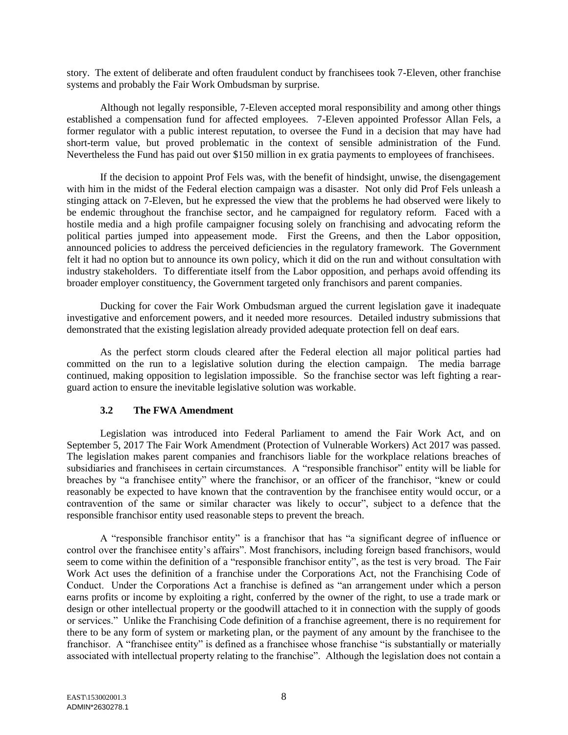story. The extent of deliberate and often fraudulent conduct by franchisees took 7-Eleven, other franchise systems and probably the Fair Work Ombudsman by surprise.

Although not legally responsible, 7-Eleven accepted moral responsibility and among other things established a compensation fund for affected employees. 7-Eleven appointed Professor Allan Fels, a former regulator with a public interest reputation, to oversee the Fund in a decision that may have had short-term value, but proved problematic in the context of sensible administration of the Fund. Nevertheless the Fund has paid out over $150 million in ex gratia payments to employees of franchisees.

If the decision to appoint Prof Fels was, with the benefit of hindsight, unwise, the disengagement with him in the midst of the Federal election campaign was a disaster. Not only did Prof Fels unleash a stinging attack on 7-Eleven, but he expressed the view that the problems he had observed were likely to be endemic throughout the franchise sector, and he campaigned for regulatory reform. Faced with a hostile media and a high profile campaigner focusing solely on franchising and advocating reform the political parties jumped into appeasement mode. First the Greens, and then the Labor opposition, announced policies to address the perceived deficiencies in the regulatory framework. The Government felt it had no option but to announce its own policy, which it did on the run and without consultation with industry stakeholders. To differentiate itself from the Labor opposition, and perhaps avoid offending its broader employer constituency, the Government targeted only franchisors and parent companies.

Ducking for cover the Fair Work Ombudsman argued the current legislation gave it inadequate investigative and enforcement powers, and it needed more resources. Detailed industry submissions that demonstrated that the existing legislation already provided adequate protection fell on deaf ears.

As the perfect storm clouds cleared after the Federal election all major political parties had committed on the run to a legislative solution during the election campaign. The media barrage continued, making opposition to legislation impossible. So the franchise sector was left fighting a rear-guard action to ensure the inevitable legislative solution was workable.

### 3.2 The FWA Amendment

Legislation was introduced into Federal Parliament to amend the Fair Work Act, and on September 5, 2017 The Fair Work Amendment (Protection of Vulnerable Workers) Act 2017 was passed. The legislation makes parent companies and franchisors liable for the workplace relations breaches of subsidiaries and franchisees in certain circumstances. A "responsible franchisor" entity will be liable for breaches by "a franchisee entity" where the franchisor, or an officer of the franchisor, "knew or could reasonably be expected to have known that the contravention by the franchisee entity would occur, or a contravention of the same or similar character was likely to occur", subject to a defence that the responsible franchisor entity used reasonable steps to prevent the breach.

A "responsible franchisor entity" is a franchisor that has "a significant degree of influence or control over the franchisee entity's affairs". Most franchisors, including foreign based franchisors, would seem to come within the definition of a "responsible franchisor entity", as the test is very broad. The Fair Work Act uses the definition of a franchise under the Corporations Act, not the Franchising Code of Conduct. Under the Corporations Act a franchise is defined as "an arrangement under which a person earns profits or income by exploiting a right, conferred by the owner of the right, to use a trade mark or design or other intellectual property or the goodwill attached to it in connection with the supply of goods or services." Unlike the Franchising Code definition of a franchise agreement, there is no requirement for there to be any form of system or marketing plan, or the payment of any amount by the franchisee to the franchisor. A "franchisee entity" is defined as a franchisee whose franchise "is substantially or materially associated with intellectual property relating to the franchise". Although the legislation does not contain a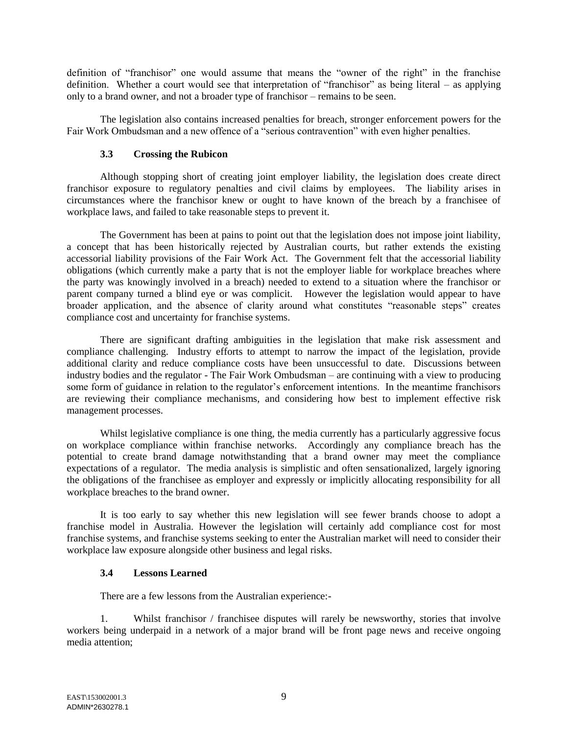definition of "franchisor" one would assume that means the "owner of the right" in the franchise definition. Whether a court would see that interpretation of "franchisor" as being literal – as applying only to a brand owner, and not a broader type of franchisor – remains to be seen.

The legislation also contains increased penalties for breach, stronger enforcement powers for the Fair Work Ombudsman and a new offence of a "serious contravention" with even higher penalties.

### 3.3 Crossing the Rubicon

Although stopping short of creating joint employer liability, the legislation does create direct franchisor exposure to regulatory penalties and civil claims by employees. The liability arises in circumstances where the franchisor knew or ought to have known of the breach by a franchisee of workplace laws, and failed to take reasonable steps to prevent it.

The Government has been at pains to point out that the legislation does not impose joint liability, a concept that has been historically rejected by Australian courts, but rather extends the existing accessorial liability provisions of the Fair Work Act. The Government felt that the accessorial liability obligations (which currently make a party that is not the employer liable for workplace breaches where the party was knowingly involved in a breach) needed to extend to a situation where the franchisor or parent company turned a blind eye or was complicit. However the legislation would appear to have broader application, and the absence of clarity around what constitutes "reasonable steps" creates compliance cost and uncertainty for franchise systems.

There are significant drafting ambiguities in the legislation that make risk assessment and compliance challenging. Industry efforts to attempt to narrow the impact of the legislation, provide additional clarity and reduce compliance costs have been unsuccessful to date. Discussions between industry bodies and the regulator - The Fair Work Ombudsman – are continuing with a view to producing some form of guidance in relation to the regulator's enforcement intentions. In the meantime franchisors are reviewing their compliance mechanisms, and considering how best to implement effective risk management processes.

Whilst legislative compliance is one thing, the media currently has a particularly aggressive focus on workplace compliance within franchise networks. Accordingly any compliance breach has the potential to create brand damage notwithstanding that a brand owner may meet the compliance expectations of a regulator. The media analysis is simplistic and often sensationalized, largely ignoring the obligations of the franchisee as employer and expressly or implicitly allocating responsibility for all workplace breaches to the brand owner.

It is too early to say whether this new legislation will see fewer brands choose to adopt a franchise model in Australia. However the legislation will certainly add compliance cost for most franchise systems, and franchise systems seeking to enter the Australian market will need to consider their workplace law exposure alongside other business and legal risks.

### 3.4 Lessons Learned

There are a few lessons from the Australian experience:-

1. Whilst franchisor / franchisee disputes will rarely be newsworthy, stories that involve workers being underpaid in a network of a major brand will be front page news and receive ongoing media attention;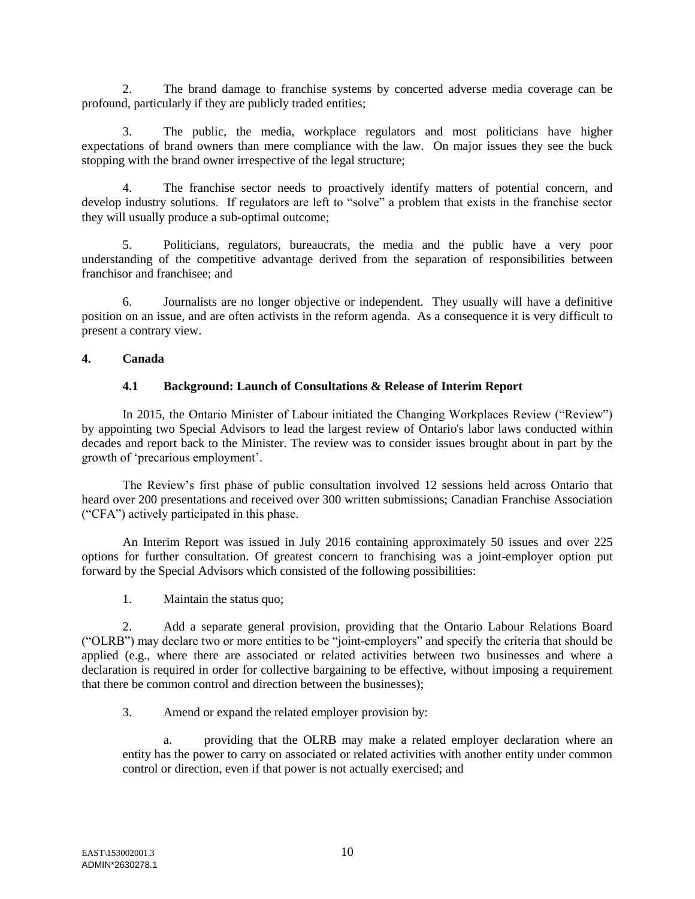2. The brand damage to franchise systems by concerted adverse media coverage can be profound, particularly if they are publicly traded entities;

3. The public, the media, workplace regulators and most politicians have higher expectations of brand owners than mere compliance with the law. On major issues they see the buck stopping with the brand owner irrespective of the legal structure;

4. The franchise sector needs to proactively identify matters of potential concern, and develop industry solutions. If regulators are left to "solve" a problem that exists in the franchise sector they will usually produce a sub-optimal outcome;

5. Politicians, regulators, bureaucrats, the media and the public have a very poor understanding of the competitive advantage derived from the separation of responsibilities between franchisor and franchisee; and

6. Journalists are no longer objective or independent. They usually will have a definitive position on an issue, and are often activists in the reform agenda. As a consequence it is very difficult to present a contrary view.

## 4. Canada

### 4.1 Background: Launch of Consultations & Release of Interim Report

In 2015, the Ontario Minister of Labour initiated the Changing Workplaces Review ("Review") by appointing two Special Advisors to lead the largest review of Ontario's labor laws conducted within decades and report back to the Minister. The review was to consider issues brought about in part by the growth of 'precarious employment'.

The Review's first phase of public consultation involved 12 sessions held across Ontario that heard over 200 presentations and received over 300 written submissions; Canadian Franchise Association ("CFA") actively participated in this phase.

An Interim Report was issued in July 2016 containing approximately 50 issues and over 225 options for further consultation. Of greatest concern to franchising was a joint-employer option put forward by the Special Advisors which consisted of the following possibilities:

1. Maintain the status quo;

2. Add a separate general provision, providing that the Ontario Labour Relations Board ("OLRB") may declare two or more entities to be "joint-employers" and specify the criteria that should be applied (e.g., where there are associated or related activities between two businesses and where a declaration is required in order for collective bargaining to be effective, without imposing a requirement that there be common control and direction between the businesses);

3. Amend or expand the related employer provision by:

   a. providing that the OLRB may make a related employer declaration where an entity has the power to carry on associated or related activities with another entity under common control or direction, even if that power is not actually exercised; and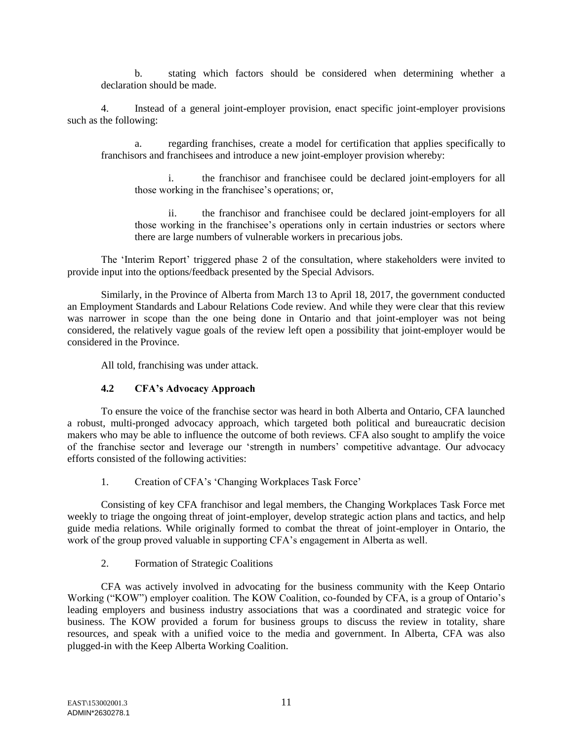b. stating which factors should be considered when determining whether a declaration should be made.

4. Instead of a general joint-employer provision, enact specific joint-employer provisions such as the following:

a. regarding franchises, create a model for certification that applies specifically to franchisors and franchisees and introduce a new joint-employer provision whereby:

i. the franchisor and franchisee could be declared joint-employers for all those working in the franchisee's operations; or,

ii. the franchisor and franchisee could be declared joint-employers for all those working in the franchisee's operations only in certain industries or sectors where there are large numbers of vulnerable workers in precarious jobs.

The 'Interim Report' triggered phase 2 of the consultation, where stakeholders were invited to provide input into the options/feedback presented by the Special Advisors.

Similarly, in the Province of Alberta from March 13 to April 18, 2017, the government conducted an Employment Standards and Labour Relations Code review. And while they were clear that this review was narrower in scope than the one being done in Ontario and that joint-employer was not being considered, the relatively vague goals of the review left open a possibility that joint-employer would be considered in the Province.

All told, franchising was under attack.

### 4.2 CFA's Advocacy Approach

To ensure the voice of the franchise sector was heard in both Alberta and Ontario, CFA launched a robust, multi-pronged advocacy approach, which targeted both political and bureaucratic decision makers who may be able to influence the outcome of both reviews. CFA also sought to amplify the voice of the franchise sector and leverage our 'strength in numbers' competitive advantage. Our advocacy efforts consisted of the following activities:

1. Creation of CFA's 'Changing Workplaces Task Force'

Consisting of key CFA franchisor and legal members, the Changing Workplaces Task Force met weekly to triage the ongoing threat of joint-employer, develop strategic action plans and tactics, and help guide media relations. While originally formed to combat the threat of joint-employer in Ontario, the work of the group proved valuable in supporting CFA's engagement in Alberta as well.

2. Formation of Strategic Coalitions

CFA was actively involved in advocating for the business community with the Keep Ontario Working ("KOW") employer coalition. The KOW Coalition, co-founded by CFA, is a group of Ontario's leading employers and business industry associations that was a coordinated and strategic voice for business. The KOW provided a forum for business groups to discuss the review in totality, share resources, and speak with a unified voice to the media and government. In Alberta, CFA was also plugged-in with the Keep Alberta Working Coalition.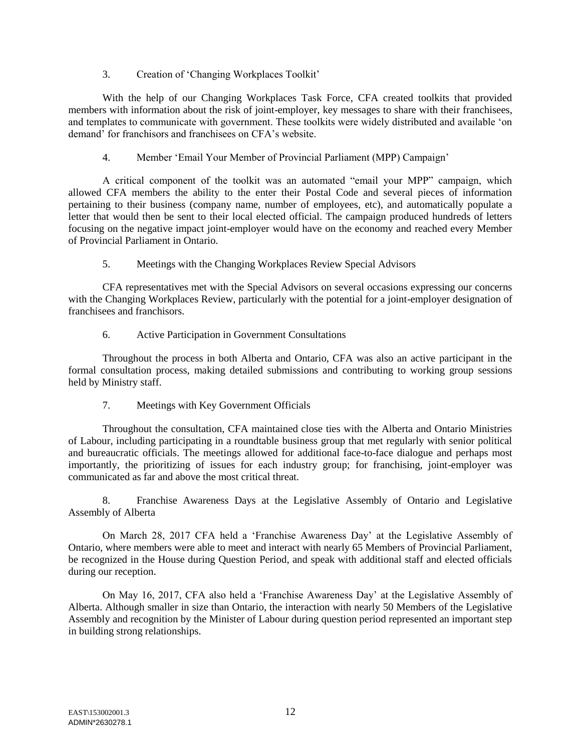3. Creation of 'Changing Workplaces Toolkit'

With the help of our Changing Workplaces Task Force, CFA created toolkits that provided members with information about the risk of joint-employer, key messages to share with their franchisees, and templates to communicate with government. These toolkits were widely distributed and available 'on demand' for franchisors and franchisees on CFA's website.

4. Member 'Email Your Member of Provincial Parliament (MPP) Campaign'

A critical component of the toolkit was an automated "email your MPP" campaign, which allowed CFA members the ability to the enter their Postal Code and several pieces of information pertaining to their business (company name, number of employees, etc), and automatically populate a letter that would then be sent to their local elected official. The campaign produced hundreds of letters focusing on the negative impact joint-employer would have on the economy and reached every Member of Provincial Parliament in Ontario.

5. Meetings with the Changing Workplaces Review Special Advisors

CFA representatives met with the Special Advisors on several occasions expressing our concerns with the Changing Workplaces Review, particularly with the potential for a joint-employer designation of franchisees and franchisors.

6. Active Participation in Government Consultations

Throughout the process in both Alberta and Ontario, CFA was also an active participant in the formal consultation process, making detailed submissions and contributing to working group sessions held by Ministry staff.

7. Meetings with Key Government Officials

Throughout the consultation, CFA maintained close ties with the Alberta and Ontario Ministries of Labour, including participating in a roundtable business group that met regularly with senior political and bureaucratic officials. The meetings allowed for additional face-to-face dialogue and perhaps most importantly, the prioritizing of issues for each industry group; for franchising, joint-employer was communicated as far and above the most critical threat.

8. Franchise Awareness Days at the Legislative Assembly of Ontario and Legislative Assembly of Alberta

On March 28, 2017 CFA held a 'Franchise Awareness Day' at the Legislative Assembly of Ontario, where members were able to meet and interact with nearly 65 Members of Provincial Parliament, be recognized in the House during Question Period, and speak with additional staff and elected officials during our reception.

On May 16, 2017, CFA also held a 'Franchise Awareness Day' at the Legislative Assembly of Alberta. Although smaller in size than Ontario, the interaction with nearly 50 Members of the Legislative Assembly and recognition by the Minister of Labour during question period represented an important step in building strong relationships.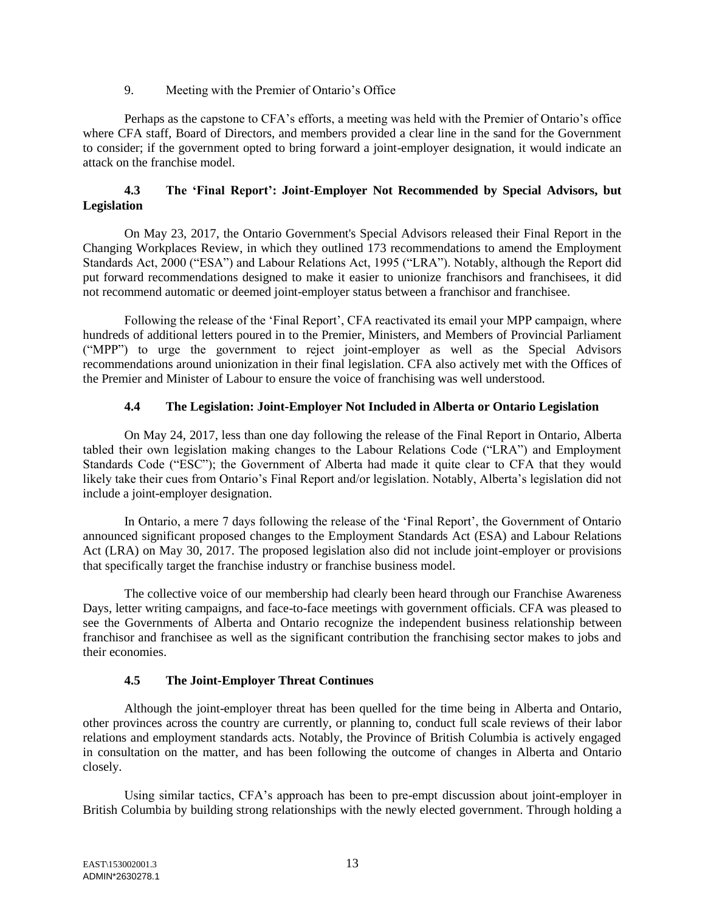9. Meeting with the Premier of Ontario's Office

Perhaps as the capstone to CFA's efforts, a meeting was held with the Premier of Ontario's office where CFA staff, Board of Directors, and members provided a clear line in the sand for the Government to consider; if the government opted to bring forward a joint-employer designation, it would indicate an attack on the franchise model.

### 4.3 The 'Final Report': Joint-Employer Not Recommended by Special Advisors, but Legislation

On May 23, 2017, the Ontario Government's Special Advisors released their Final Report in the Changing Workplaces Review, in which they outlined 173 recommendations to amend the Employment Standards Act, 2000 ("ESA") and Labour Relations Act, 1995 ("LRA"). Notably, although the Report did put forward recommendations designed to make it easier to unionize franchisors and franchisees, it did not recommend automatic or deemed joint-employer status between a franchisor and franchisee.

Following the release of the 'Final Report', CFA reactivated its email your MPP campaign, where hundreds of additional letters poured in to the Premier, Ministers, and Members of Provincial Parliament ("MPP") to urge the government to reject joint-employer as well as the Special Advisors recommendations around unionization in their final legislation. CFA also actively met with the Offices of the Premier and Minister of Labour to ensure the voice of franchising was well understood.

### 4.4 The Legislation: Joint-Employer Not Included in Alberta or Ontario Legislation

On May 24, 2017, less than one day following the release of the Final Report in Ontario, Alberta tabled their own legislation making changes to the Labour Relations Code ("LRA") and Employment Standards Code ("ESC"); the Government of Alberta had made it quite clear to CFA that they would likely take their cues from Ontario's Final Report and/or legislation. Notably, Alberta's legislation did not include a joint-employer designation.

In Ontario, a mere 7 days following the release of the 'Final Report', the Government of Ontario announced significant proposed changes to the Employment Standards Act (ESA) and Labour Relations Act (LRA) on May 30, 2017. The proposed legislation also did not include joint-employer or provisions that specifically target the franchise industry or franchise business model.

The collective voice of our membership had clearly been heard through our Franchise Awareness Days, letter writing campaigns, and face-to-face meetings with government officials. CFA was pleased to see the Governments of Alberta and Ontario recognize the independent business relationship between franchisor and franchisee as well as the significant contribution the franchising sector makes to jobs and their economies.

### 4.5 The Joint-Employer Threat Continues

Although the joint-employer threat has been quelled for the time being in Alberta and Ontario, other provinces across the country are currently, or planning to, conduct full scale reviews of their labor relations and employment standards acts. Notably, the Province of British Columbia is actively engaged in consultation on the matter, and has been following the outcome of changes in Alberta and Ontario closely.

Using similar tactics, CFA's approach has been to pre-empt discussion about joint-employer in British Columbia by building strong relationships with the newly elected government. Through holding a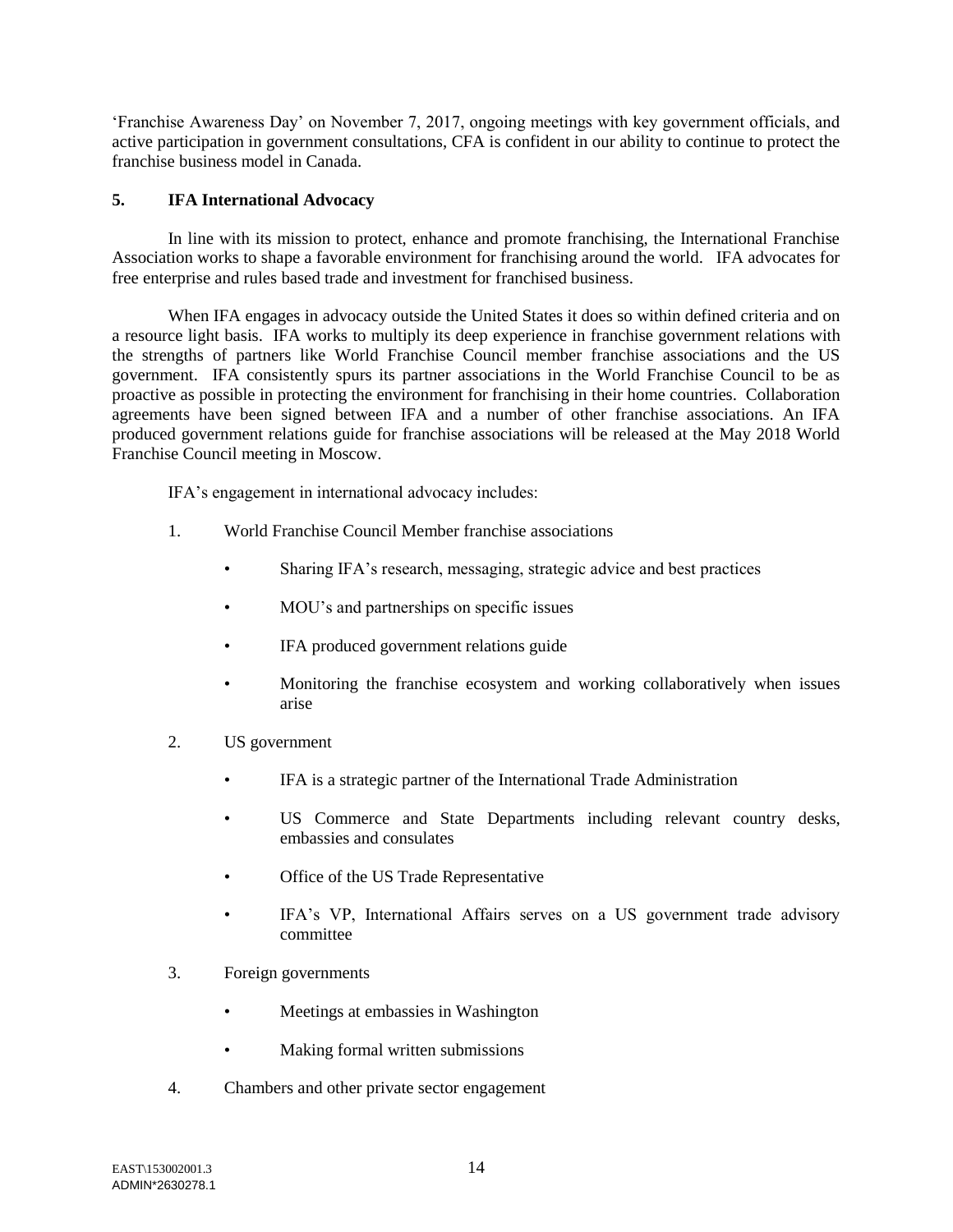‘Franchise Awareness Day’ on November 7, 2017, ongoing meetings with key government officials, and active participation in government consultations, CFA is confident in our ability to continue to protect the franchise business model in Canada.

## 5. IFA International Advocacy

In line with its mission to protect, enhance and promote franchising, the International Franchise Association works to shape a favorable environment for franchising around the world. IFA advocates for free enterprise and rules based trade and investment for franchised business.

When IFA engages in advocacy outside the United States it does so within defined criteria and on a resource light basis. IFA works to multiply its deep experience in franchise government relations with the strengths of partners like World Franchise Council member franchise associations and the US government. IFA consistently spurs its partner associations in the World Franchise Council to be as proactive as possible in protecting the environment for franchising in their home countries. Collaboration agreements have been signed between IFA and a number of other franchise associations. An IFA produced government relations guide for franchise associations will be released at the May 2018 World Franchise Council meeting in Moscow.

IFA’s engagement in international advocacy includes:

1. World Franchise Council Member franchise associations
   - Sharing IFA’s research, messaging, strategic advice and best practices
   - MOU’s and partnerships on specific issues
   - IFA produced government relations guide
   - Monitoring the franchise ecosystem and working collaboratively when issues arise
2. US government
   - IFA is a strategic partner of the International Trade Administration
   - US Commerce and State Departments including relevant country desks, embassies and consulates
   - Office of the US Trade Representative
   - IFA’s VP, International Affairs serves on a US government trade advisory committee
3. Foreign governments
   - Meetings at embassies in Washington
   - Making formal written submissions
4. Chambers and other private sector engagement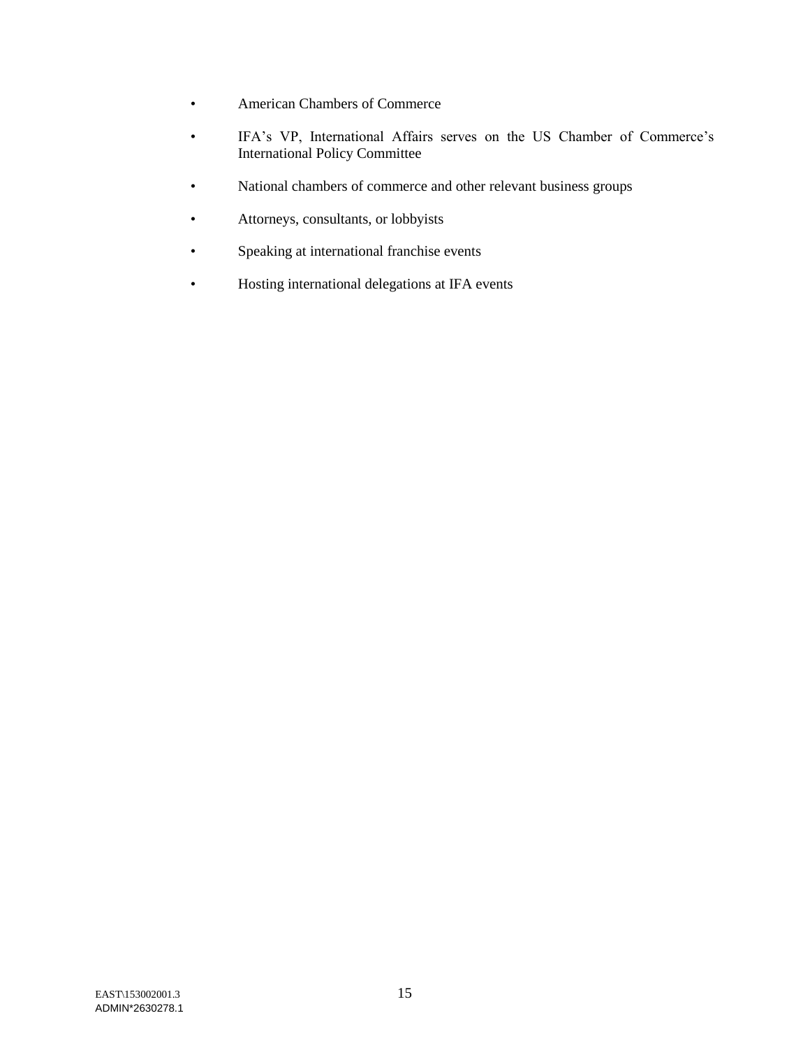- American Chambers of Commerce
- IFA's VP, International Affairs serves on the US Chamber of Commerce's International Policy Committee
- National chambers of commerce and other relevant business groups
- Attorneys, consultants, or lobbyists
- Speaking at international franchise events
- Hosting international delegations at IFA events